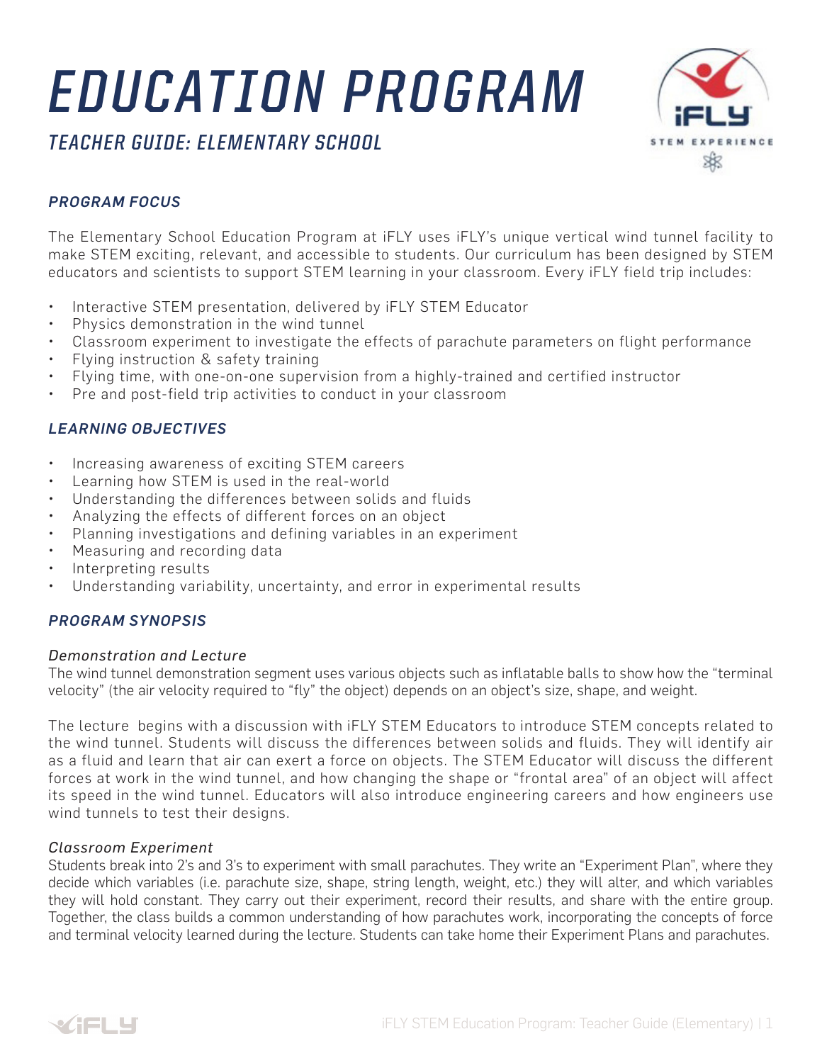# EDUCATION PROGRAM

## TEACHER GUIDE: ELEMENTARY SCHOOL

### *PROGRAM FOCUS*

The Elementary School Education Program at iFLY uses iFLY's unique vertical wind tunnel facility to make STEM exciting, relevant, and accessible to students. Our curriculum has been designed by STEM educators and scientists to support STEM learning in your classroom. Every iFLY field trip includes:

- Interactive STEM presentation, delivered by iFLY STEM Educator
- Physics demonstration in the wind tunnel
- Classroom experiment to investigate the effects of parachute parameters on flight performance
- Flying instruction & safety training
- Flying time, with one-on-one supervision from a highly-trained and certified instructor
- Pre and post-field trip activities to conduct in your classroom

### *LEARNING OBJECTIVES*

- Increasing awareness of exciting STEM careers
- Learning how STEM is used in the real-world
- Understanding the differences between solids and fluids
- Analyzing the effects of different forces on an object
- Planning investigations and defining variables in an experiment
- Measuring and recording data
- Interpreting results
- Understanding variability, uncertainty, and error in experimental results

### *PROGRAM SYNOPSIS*

*Demonstration and Lecture*

The wind tunnel demonstration segment uses various objects such as inflatable balls to show how the "terminal velocity" (the air velocity required to "fly" the object) depends on an object's size, shape, and weight.

The lecture begins with a discussion with iFLY STEM Educators to introduce STEM concepts related to the wind tunnel. Students will discuss the differences between solids and fluids. They will identify air as a fluid and learn that air can exert a force on objects. The STEM Educator will discuss the different forces at work in the wind tunnel, and how changing the shape or "frontal area" of an object will affect its speed in the wind tunnel. Educators will also introduce engineering careers and how engineers use wind tunnels to test their designs.

*Classroom Experiment*

Students break into 2's and 3's to experiment with small parachutes. They write an "Experiment Plan", where they decide which variables (i.e. parachute size, shape, string length, weight, etc.) they will alter, and which variables they will hold constant. They carry out their experiment, record their results, and share with the entire group. Together, the class builds a common understanding of how parachutes work, incorporating the concepts of force and terminal velocity learned during the lecture. Students can take home their Experiment Plans and parachutes.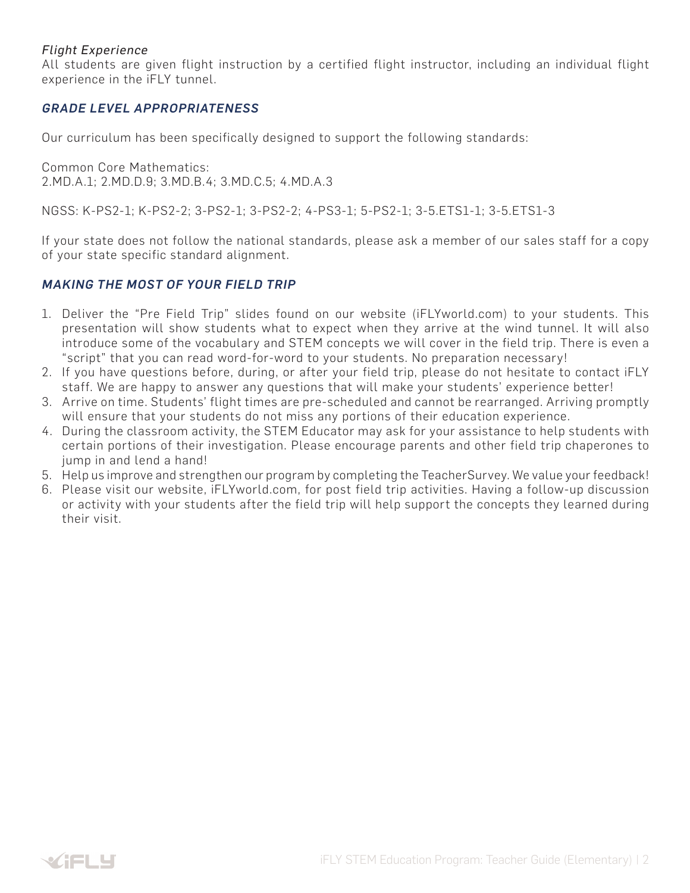*Flight Experience*
All students are given flight instruction by a certified flight instructor, including an individual flight experience in the iFLY tunnel.

### *GRADE LEVEL APPROPRIATENESS*

Our curriculum has been specifically designed to support the following standards:

Common Core Mathematics:
2.MD.A.1; 2.MD.D.9; 3.MD.B.4; 3.MD.C.5; 4.MD.A.3

NGSS: K-PS2-1; K-PS2-2; 3-PS2-1; 3-PS2-2; 4-PS3-1; 5-PS2-1; 3-5.ETS1-1; 3-5.ETS1-3

If your state does not follow the national standards, please ask a member of our sales staff for a copy of your state specific standard alignment.

### *MAKING THE MOST OF YOUR FIELD TRIP*

1. Deliver the "Pre Field Trip" slides found on our website (iFLYworld.com) to your students. This presentation will show students what to expect when they arrive at the wind tunnel. It will also introduce some of the vocabulary and STEM concepts we will cover in the field trip. There is even a "script" that you can read word-for-word to your students. No preparation necessary!
2. If you have questions before, during, or after your field trip, please do not hesitate to contact iFLY staff. We are happy to answer any questions that will make your students' experience better!
3. Arrive on time. Students' flight times are pre-scheduled and cannot be rearranged. Arriving promptly will ensure that your students do not miss any portions of their education experience.
4. During the classroom activity, the STEM Educator may ask for your assistance to help students with certain portions of their investigation. Please encourage parents and other field trip chaperones to jump in and lend a hand!
5. Help us improve and strengthen our program by completing the TeacherSurvey. We value your feedback!
6. Please visit our website, iFLYworld.com, for post field trip activities. Having a follow-up discussion or activity with your students after the field trip will help support the concepts they learned during their visit.